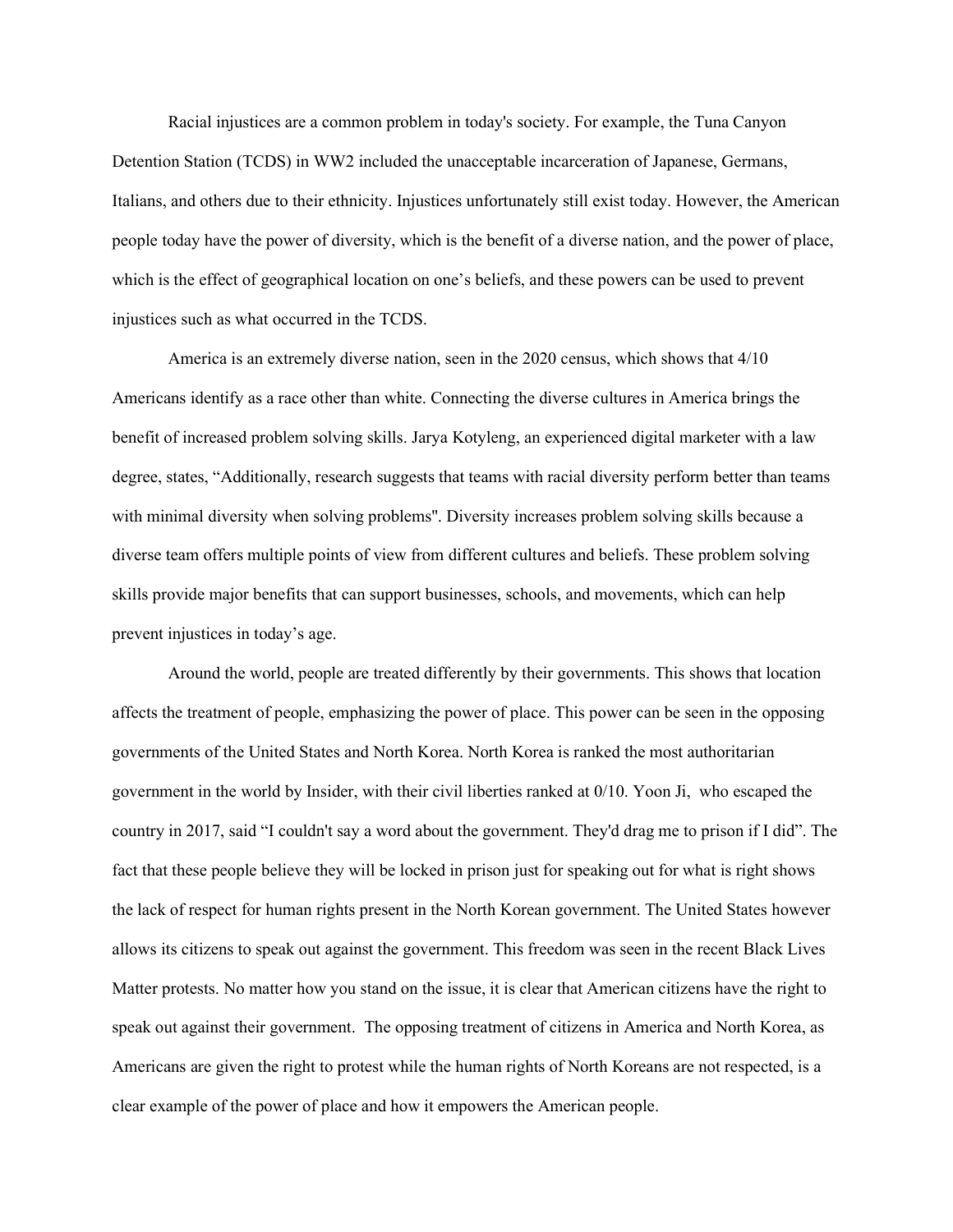Racial injustices are a common problem in today's society. For example, the Tuna Canyon Detention Station (TCDS) in WW2 included the unacceptable incarceration of Japanese, Germans, Italians, and others due to their ethnicity. Injustices unfortunately still exist today. However, the American people today have the power of diversity, which is the benefit of a diverse nation, and the power of place, which is the effect of geographical location on one's beliefs, and these powers can be used to prevent injustices such as what occurred in the TCDS.

America is an extremely diverse nation, seen in the 2020 census, which shows that 4/10 Americans identify as a race other than white. Connecting the diverse cultures in America brings the benefit of increased problem solving skills. Jarya Kotyleng, an experienced digital marketer with a law degree, states, "Additionally, research suggests that teams with racial diversity perform better than teams with minimal diversity when solving problems". Diversity increases problem solving skills because a diverse team offers multiple points of view from different cultures and beliefs. These problem solving skills provide major benefits that can support businesses, schools, and movements, which can help prevent injustices in today's age.

Around the world, people are treated differently by their governments. This shows that location affects the treatment of people, emphasizing the power of place. This power can be seen in the opposing governments of the United States and North Korea. North Korea is ranked the most authoritarian government in the world by Insider, with their civil liberties ranked at 0/10. Yoon Ji, who escaped the country in 2017, said "I couldn't say a word about the government. They'd drag me to prison if I did". The fact that these people believe they will be locked in prison just for speaking out for what is right shows the lack of respect for human rights present in the North Korean government. The United States however allows its citizens to speak out against the government. This freedom was seen in the recent Black Lives Matter protests. No matter how you stand on the issue, it is clear that American citizens have the right to speak out against their government. The opposing treatment of citizens in America and North Korea, as Americans are given the right to protest while the human rights of North Koreans are not respected, is a clear example of the power of place and how it empowers the American people.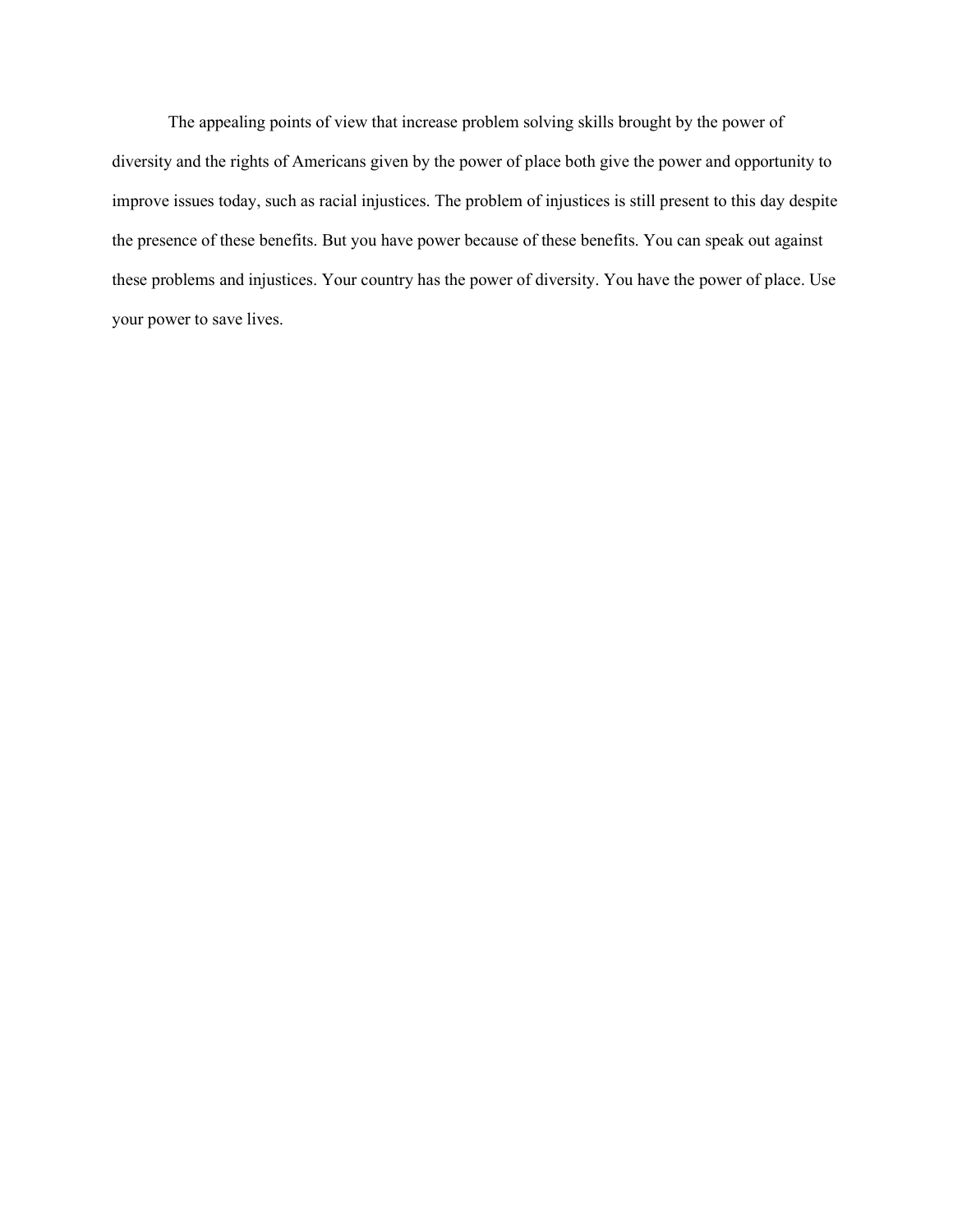The appealing points of view that increase problem solving skills brought by the power of diversity and the rights of Americans given by the power of place both give the power and opportunity to improve issues today, such as racial injustices. The problem of injustices is still present to this day despite the presence of these benefits. But you have power because of these benefits. You can speak out against these problems and injustices. Your country has the power of diversity. You have the power of place. Use your power to save lives.